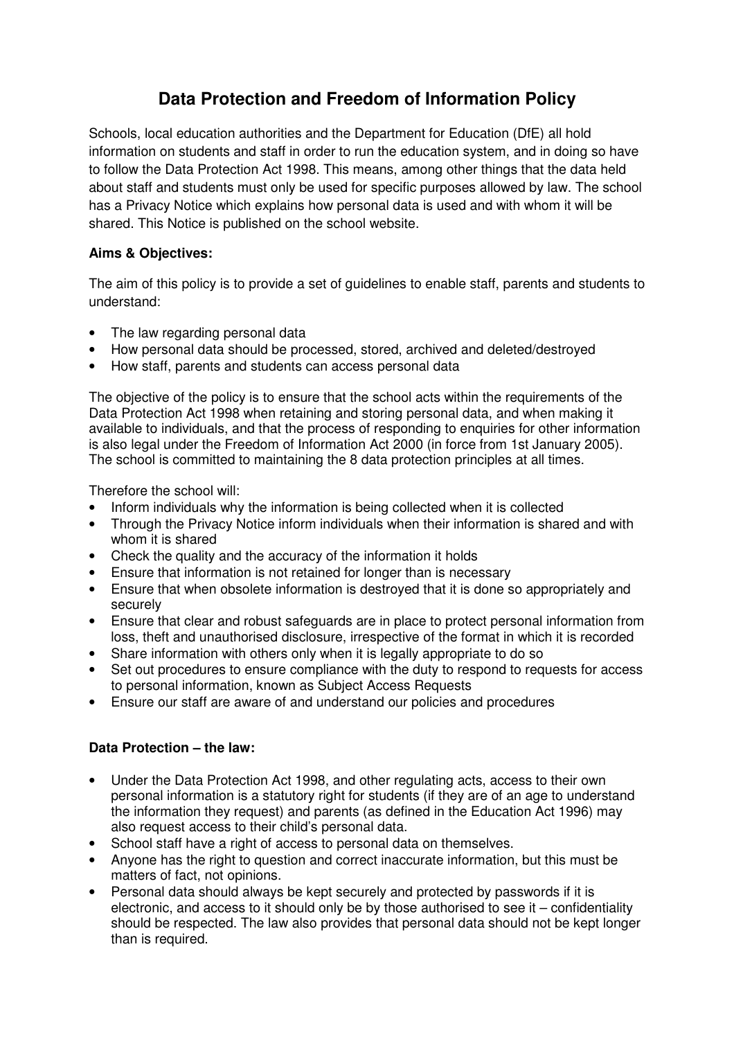# Data Protection and Freedom of Information Policy

Schools, local education authorities and the Department for Education (DfE) all hold information on students and staff in order to run the education system, and in doing so have to follow the Data Protection Act 1998. This means, among other things that the data held about staff and students must only be used for specific purposes allowed by law. The school has a Privacy Notice which explains how personal data is used and with whom it will be shared. This Notice is published on the school website.

**Aims & Objectives:**

The aim of this policy is to provide a set of guidelines to enable staff, parents and students to understand:

- The law regarding personal data
- How personal data should be processed, stored, archived and deleted/destroyed
- How staff, parents and students can access personal data

The objective of the policy is to ensure that the school acts within the requirements of the Data Protection Act 1998 when retaining and storing personal data, and when making it available to individuals, and that the process of responding to enquiries for other information is also legal under the Freedom of Information Act 2000 (in force from 1st January 2005). The school is committed to maintaining the 8 data protection principles at all times.

Therefore the school will:

- Inform individuals why the information is being collected when it is collected
- Through the Privacy Notice inform individuals when their information is shared and with whom it is shared
- Check the quality and the accuracy of the information it holds
- Ensure that information is not retained for longer than is necessary
- Ensure that when obsolete information is destroyed that it is done so appropriately and securely
- Ensure that clear and robust safeguards are in place to protect personal information from loss, theft and unauthorised disclosure, irrespective of the format in which it is recorded
- Share information with others only when it is legally appropriate to do so
- Set out procedures to ensure compliance with the duty to respond to requests for access to personal information, known as Subject Access Requests
- Ensure our staff are aware of and understand our policies and procedures

**Data Protection – the law:**

- Under the Data Protection Act 1998, and other regulating acts, access to their own personal information is a statutory right for students (if they are of an age to understand the information they request) and parents (as defined in the Education Act 1996) may also request access to their child's personal data.
- School staff have a right of access to personal data on themselves.
- Anyone has the right to question and correct inaccurate information, but this must be matters of fact, not opinions.
- Personal data should always be kept securely and protected by passwords if it is electronic, and access to it should only be by those authorised to see it – confidentiality should be respected. The law also provides that personal data should not be kept longer than is required.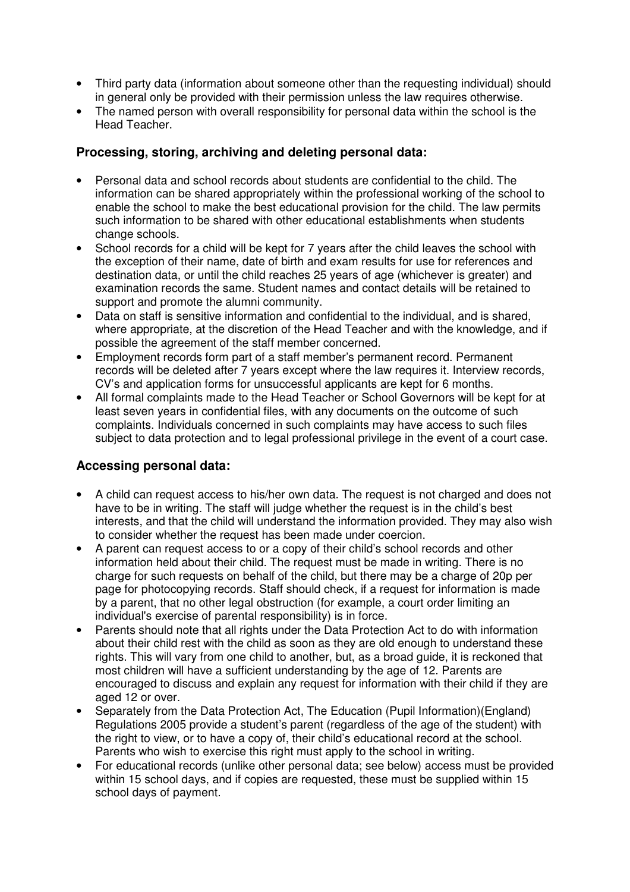- Third party data (information about someone other than the requesting individual) should in general only be provided with their permission unless the law requires otherwise.
- The named person with overall responsibility for personal data within the school is the Head Teacher.

### Processing, storing, archiving and deleting personal data:

- Personal data and school records about students are confidential to the child. The information can be shared appropriately within the professional working of the school to enable the school to make the best educational provision for the child. The law permits such information to be shared with other educational establishments when students change schools.
- School records for a child will be kept for 7 years after the child leaves the school with the exception of their name, date of birth and exam results for use for references and destination data, or until the child reaches 25 years of age (whichever is greater) and examination records the same. Student names and contact details will be retained to support and promote the alumni community.
- Data on staff is sensitive information and confidential to the individual, and is shared, where appropriate, at the discretion of the Head Teacher and with the knowledge, and if possible the agreement of the staff member concerned.
- Employment records form part of a staff member's permanent record. Permanent records will be deleted after 7 years except where the law requires it. Interview records, CV's and application forms for unsuccessful applicants are kept for 6 months.
- All formal complaints made to the Head Teacher or School Governors will be kept for at least seven years in confidential files, with any documents on the outcome of such complaints. Individuals concerned in such complaints may have access to such files subject to data protection and to legal professional privilege in the event of a court case.

### Accessing personal data:

- A child can request access to his/her own data. The request is not charged and does not have to be in writing. The staff will judge whether the request is in the child's best interests, and that the child will understand the information provided. They may also wish to consider whether the request has been made under coercion.
- A parent can request access to or a copy of their child's school records and other information held about their child. The request must be made in writing. There is no charge for such requests on behalf of the child, but there may be a charge of 20p per page for photocopying records. Staff should check, if a request for information is made by a parent, that no other legal obstruction (for example, a court order limiting an individual's exercise of parental responsibility) is in force.
- Parents should note that all rights under the Data Protection Act to do with information about their child rest with the child as soon as they are old enough to understand these rights. This will vary from one child to another, but, as a broad guide, it is reckoned that most children will have a sufficient understanding by the age of 12. Parents are encouraged to discuss and explain any request for information with their child if they are aged 12 or over.
- Separately from the Data Protection Act, The Education (Pupil Information)(England) Regulations 2005 provide a student's parent (regardless of the age of the student) with the right to view, or to have a copy of, their child's educational record at the school. Parents who wish to exercise this right must apply to the school in writing.
- For educational records (unlike other personal data; see below) access must be provided within 15 school days, and if copies are requested, these must be supplied within 15 school days of payment.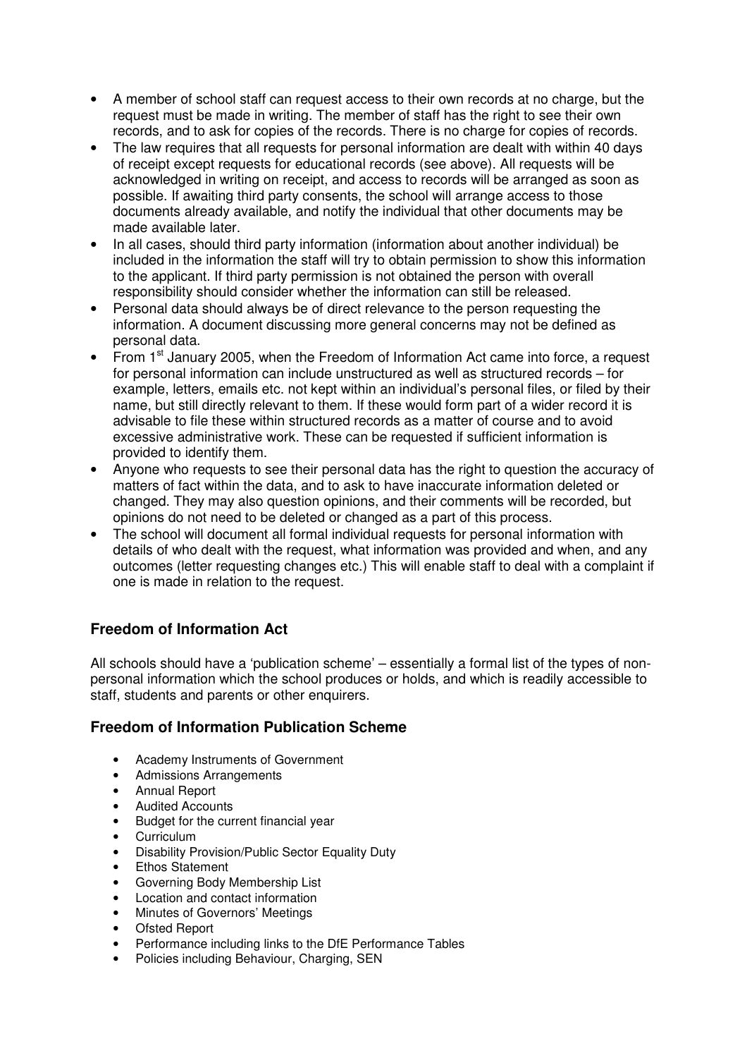- A member of school staff can request access to their own records at no charge, but the request must be made in writing. The member of staff has the right to see their own records, and to ask for copies of the records. There is no charge for copies of records.
- The law requires that all requests for personal information are dealt with within 40 days of receipt except requests for educational records (see above). All requests will be acknowledged in writing on receipt, and access to records will be arranged as soon as possible. If awaiting third party consents, the school will arrange access to those documents already available, and notify the individual that other documents may be made available later.
- In all cases, should third party information (information about another individual) be included in the information the staff will try to obtain permission to show this information to the applicant. If third party permission is not obtained the person with overall responsibility should consider whether the information can still be released.
- Personal data should always be of direct relevance to the person requesting the information. A document discussing more general concerns may not be defined as personal data.
- From 1st January 2005, when the Freedom of Information Act came into force, a request for personal information can include unstructured as well as structured records – for example, letters, emails etc. not kept within an individual's personal files, or filed by their name, but still directly relevant to them. If these would form part of a wider record it is advisable to file these within structured records as a matter of course and to avoid excessive administrative work. These can be requested if sufficient information is provided to identify them.
- Anyone who requests to see their personal data has the right to question the accuracy of matters of fact within the data, and to ask to have inaccurate information deleted or changed. They may also question opinions, and their comments will be recorded, but opinions do not need to be deleted or changed as a part of this process.
- The school will document all formal individual requests for personal information with details of who dealt with the request, what information was provided and when, and any outcomes (letter requesting changes etc.) This will enable staff to deal with a complaint if one is made in relation to the request.

## Freedom of Information Act

All schools should have a 'publication scheme' – essentially a formal list of the types of non-personal information which the school produces or holds, and which is readily accessible to staff, students and parents or other enquirers.

## Freedom of Information Publication Scheme

- Academy Instruments of Government
- Admissions Arrangements
- Annual Report
- Audited Accounts
- Budget for the current financial year
- Curriculum
- Disability Provision/Public Sector Equality Duty
- Ethos Statement
- Governing Body Membership List
- Location and contact information
- Minutes of Governors' Meetings
- Ofsted Report
- Performance including links to the DfE Performance Tables
- Policies including Behaviour, Charging, SEN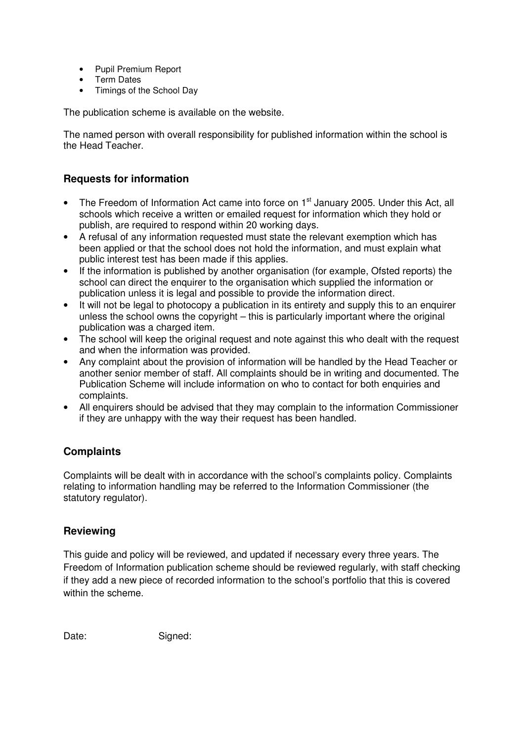- Pupil Premium Report
- Term Dates
- Timings of the School Day

The publication scheme is available on the website.

The named person with overall responsibility for published information within the school is the Head Teacher.

## Requests for information

- The Freedom of Information Act came into force on 1st January 2005. Under this Act, all schools which receive a written or emailed request for information which they hold or publish, are required to respond within 20 working days.
- A refusal of any information requested must state the relevant exemption which has been applied or that the school does not hold the information, and must explain what public interest test has been made if this applies.
- If the information is published by another organisation (for example, Ofsted reports) the school can direct the enquirer to the organisation which supplied the information or publication unless it is legal and possible to provide the information direct.
- It will not be legal to photocopy a publication in its entirety and supply this to an enquirer unless the school owns the copyright – this is particularly important where the original publication was a charged item.
- The school will keep the original request and note against this who dealt with the request and when the information was provided.
- Any complaint about the provision of information will be handled by the Head Teacher or another senior member of staff. All complaints should be in writing and documented. The Publication Scheme will include information on who to contact for both enquiries and complaints.
- All enquirers should be advised that they may complain to the information Commissioner if they are unhappy with the way their request has been handled.

## Complaints

Complaints will be dealt with in accordance with the school's complaints policy. Complaints relating to information handling may be referred to the Information Commissioner (the statutory regulator).

## Reviewing

This guide and policy will be reviewed, and updated if necessary every three years. The Freedom of Information publication scheme should be reviewed regularly, with staff checking if they add a new piece of recorded information to the school's portfolio that this is covered within the scheme.

Date: Signed: